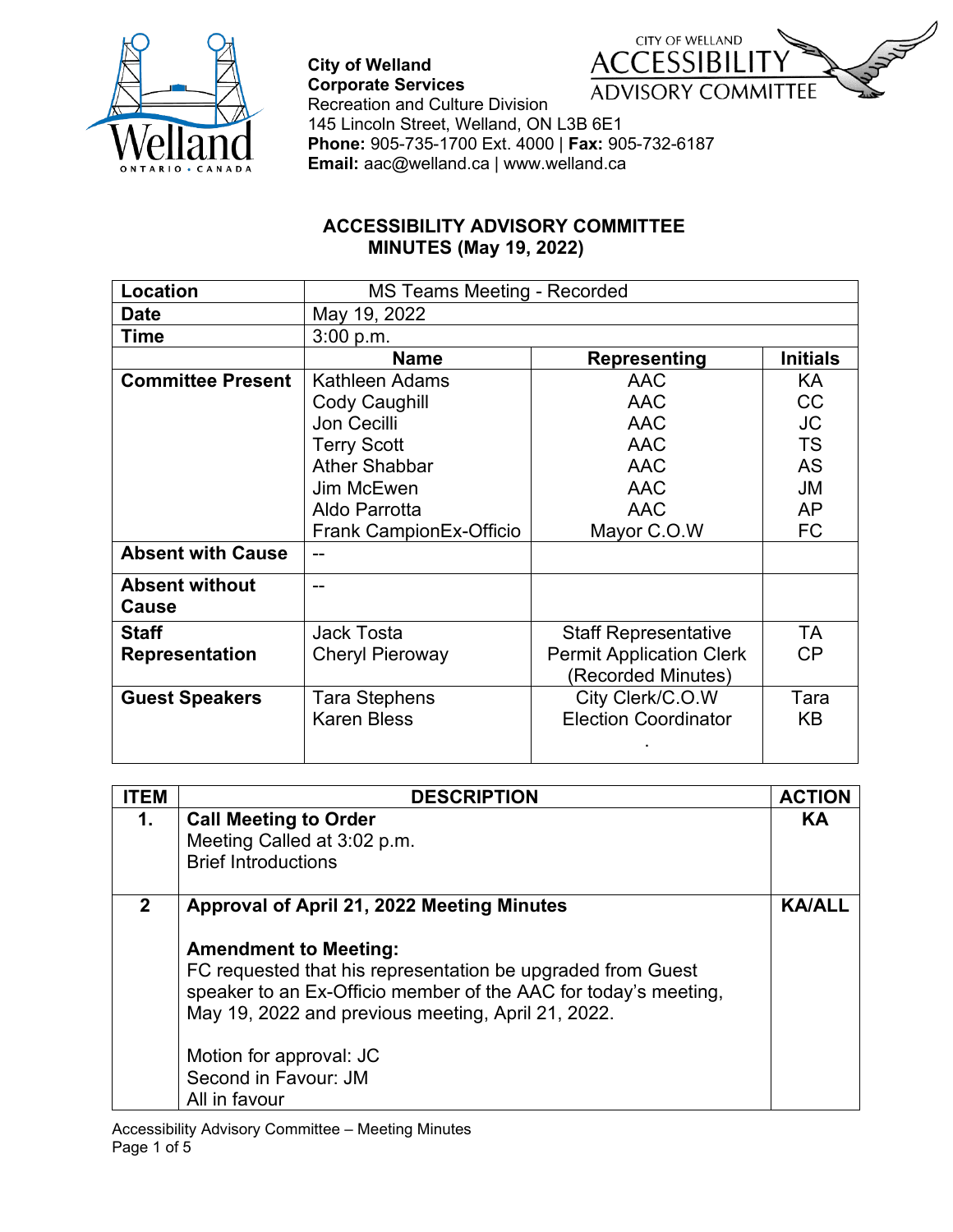City of Welland
**Corporate Services**
Recreation and Culture Division
145 Lincoln Street, Welland, ON L3B 6E1
**Phone:** 905-735-1700 Ext. 4000 | **Fax:** 905-732-6187
**Email:** aac@welland.ca | www.welland.ca

CITY OF WELLAND ACCESSIBILITY ADVISORY COMMITTEE

# ACCESSIBILITY ADVISORY COMMITTEE MINUTES (May 19, 2022)

| **Location** | MS Teams Meeting - Recorded | | |
|---|---|---|---|
| **Date** | May 19, 2022 | | |
| **Time** | 3:00 p.m. | | |
| | **Name** | **Representing** | **Initials** |
| **Committee Present** | Kathleen Adams<br>Cody Caughill<br>Jon Cecilli<br>Terry Scott<br>Ather Shabbar<br>Jim McEwen<br>Aldo Parrotta<br>Frank CampionEx-Officio | AAC<br>AAC<br>AAC<br>AAC<br>AAC<br>AAC<br>AAC<br>Mayor C.O.W | KA<br>CC<br>JC<br>TS<br>AS<br>JM<br>AP<br>FC |
| **Absent with Cause** | -- | | |
| **Absent without Cause** | -- | | |
| **Staff Representation** | Jack Tosta<br>Cheryl Pieroway | Staff Representative<br>Permit Application Clerk (Recorded Minutes) | TA<br>CP |
| **Guest Speakers** | Tara Stephens<br>Karen Bless | City Clerk/C.O.W<br>Election Coordinator<br>. | Tara<br>KB |

| ITEM | DESCRIPTION | ACTION |
|---|---|---|
| **1.** | **Call Meeting to Order**<br>Meeting Called at 3:02 p.m.<br>Brief Introductions | **KA** |
| **2** | **Approval of April 21, 2022 Meeting Minutes**<br><br>**Amendment to Meeting:**<br>FC requested that his representation be upgraded from Guest speaker to an Ex-Officio member of the AAC for today's meeting, May 19, 2022 and previous meeting, April 21, 2022.<br><br>Motion for approval: JC<br>Second in Favour: JM<br>All in favour | **KA/ALL** |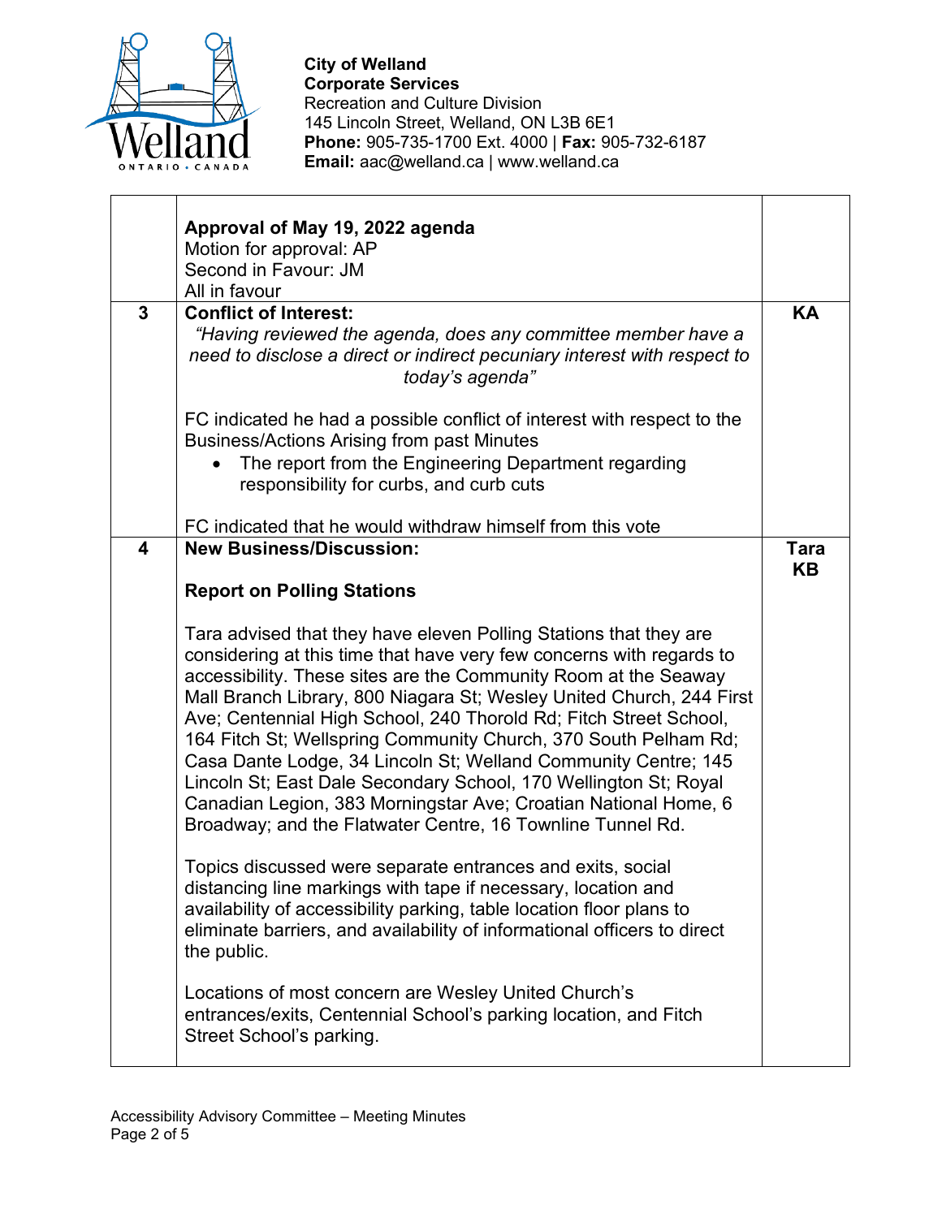**City of Welland**
**Corporate Services**
Recreation and Culture Division
145 Lincoln Street, Welland, ON L3B 6E1
**Phone:** 905-735-1700 Ext. 4000 | **Fax:** 905-732-6187
**Email:** aac@welland.ca | www.welland.ca

| | | |
|---|---|---|
| | **Approval of May 19, 2022 agenda**<br>Motion for approval: AP<br>Second in Favour: JM<br>All in favour | |
| **3** | **Conflict of Interest:**<br>*"Having reviewed the agenda, does any committee member have a need to disclose a direct or indirect pecuniary interest with respect to today's agenda"*<br><br>FC indicated he had a possible conflict of interest with respect to the Business/Actions Arising from past Minutes<br>• The report from the Engineering Department regarding responsibility for curbs, and curb cuts<br><br>FC indicated that he would withdraw himself from this vote | **KA** |
| **4** | **New Business/Discussion:**<br><br>**Report on Polling Stations**<br><br>Tara advised that they have eleven Polling Stations that they are considering at this time that have very few concerns with regards to accessibility. These sites are the Community Room at the Seaway Mall Branch Library, 800 Niagara St; Wesley United Church, 244 First Ave; Centennial High School, 240 Thorold Rd; Fitch Street School, 164 Fitch St; Wellspring Community Church, 370 South Pelham Rd; Casa Dante Lodge, 34 Lincoln St; Welland Community Centre; 145 Lincoln St; East Dale Secondary School, 170 Wellington St; Royal Canadian Legion, 383 Morningstar Ave; Croatian National Home, 6 Broadway; and the Flatwater Centre, 16 Townline Tunnel Rd.<br><br>Topics discussed were separate entrances and exits, social distancing line markings with tape if necessary, location and availability of accessibility parking, table location floor plans to eliminate barriers, and availability of informational officers to direct the public.<br><br>Locations of most concern are Wesley United Church's entrances/exits, Centennial School's parking location, and Fitch Street School's parking. | **Tara**<br>**KB** |

Accessibility Advisory Committee – Meeting Minutes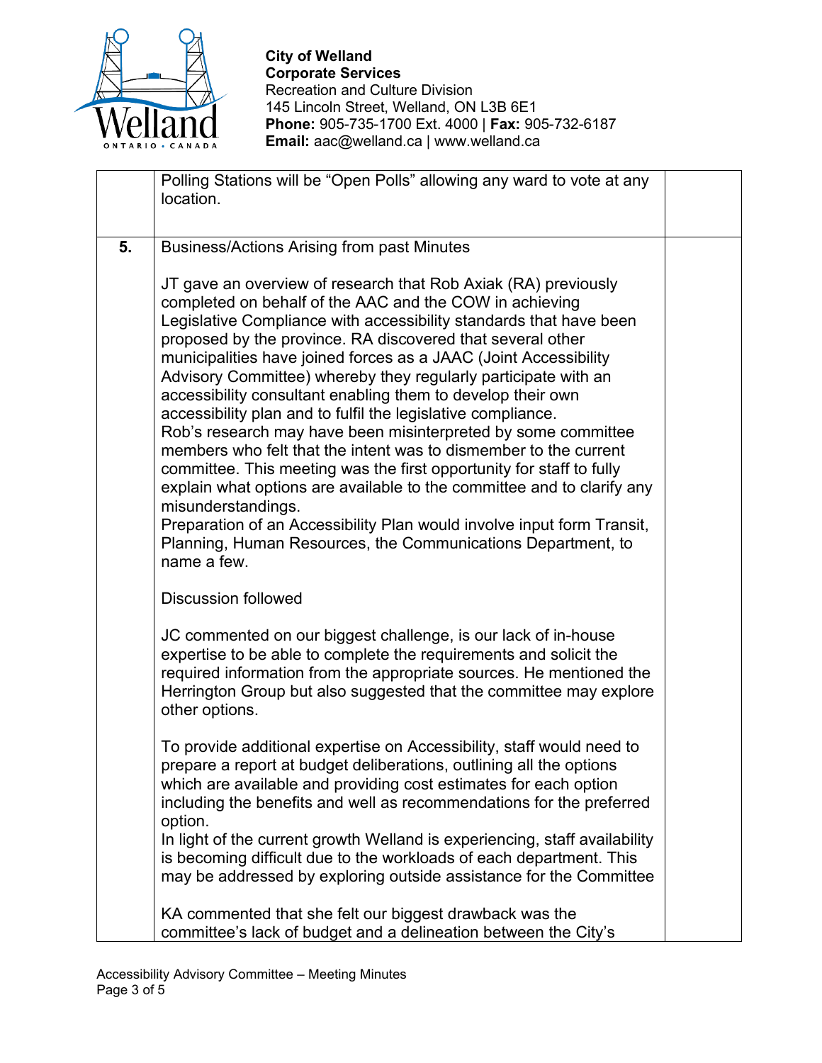**City of Welland**
**Corporate Services**
Recreation and Culture Division
145 Lincoln Street, Welland, ON L3B 6E1
**Phone:** 905-735-1700 Ext. 4000 | **Fax:** 905-732-6187
**Email:** aac@welland.ca | www.welland.ca

| | | |
|---|---|---|
| | Polling Stations will be "Open Polls" allowing any ward to vote at any location. | |
| **5.** | Business/Actions Arising from past Minutes<br><br>JT gave an overview of research that Rob Axiak (RA) previously completed on behalf of the AAC and the COW in achieving Legislative Compliance with accessibility standards that have been proposed by the province. RA discovered that several other municipalities have joined forces as a JAAC (Joint Accessibility Advisory Committee) whereby they regularly participate with an accessibility consultant enabling them to develop their own accessibility plan and to fulfil the legislative compliance.<br>Rob's research may have been misinterpreted by some committee members who felt that the intent was to dismember to the current committee. This meeting was the first opportunity for staff to fully explain what options are available to the committee and to clarify any misunderstandings.<br>Preparation of an Accessibility Plan would involve input form Transit, Planning, Human Resources, the Communications Department, to name a few.<br><br>Discussion followed<br><br>JC commented on our biggest challenge, is our lack of in-house expertise to be able to complete the requirements and solicit the required information from the appropriate sources. He mentioned the Herrington Group but also suggested that the committee may explore other options.<br><br>To provide additional expertise on Accessibility, staff would need to prepare a report at budget deliberations, outlining all the options which are available and providing cost estimates for each option including the benefits and well as recommendations for the preferred option.<br>In light of the current growth Welland is experiencing, staff availability is becoming difficult due to the workloads of each department. This may be addressed by exploring outside assistance for the Committee<br><br>KA commented that she felt our biggest drawback was the committee's lack of budget and a delineation between the City's | |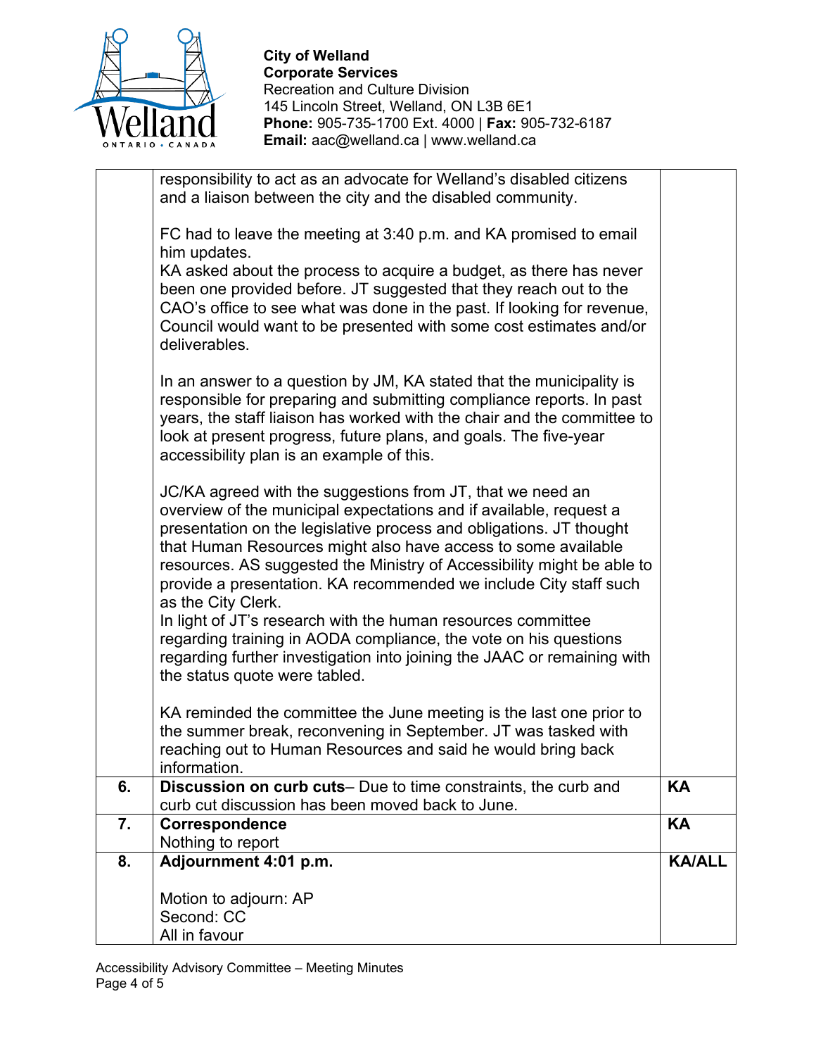**City of Welland**
**Corporate Services**
Recreation and Culture Division
145 Lincoln Street, Welland, ON L3B 6E1
**Phone:** 905-735-1700 Ext. 4000 | **Fax:** 905-732-6187
**Email:** aac@welland.ca | www.welland.ca

| | | |
|---|---|---|
| | responsibility to act as an advocate for Welland's disabled citizens and a liaison between the city and the disabled community.<br><br>FC had to leave the meeting at 3:40 p.m. and KA promised to email him updates.<br>KA asked about the process to acquire a budget, as there has never been one provided before. JT suggested that they reach out to the CAO's office to see what was done in the past. If looking for revenue, Council would want to be presented with some cost estimates and/or deliverables.<br><br>In an answer to a question by JM, KA stated that the municipality is responsible for preparing and submitting compliance reports. In past years, the staff liaison has worked with the chair and the committee to look at present progress, future plans, and goals. The five-year accessibility plan is an example of this.<br><br>JC/KA agreed with the suggestions from JT, that we need an overview of the municipal expectations and if available, request a presentation on the legislative process and obligations. JT thought that Human Resources might also have access to some available resources. AS suggested the Ministry of Accessibility might be able to provide a presentation. KA recommended we include City staff such as the City Clerk.<br>In light of JT's research with the human resources committee regarding training in AODA compliance, the vote on his questions regarding further investigation into joining the JAAC or remaining with the status quote were tabled.<br><br>KA reminded the committee the June meeting is the last one prior to the summer break, reconvening in September. JT was tasked with reaching out to Human Resources and said he would bring back information. | |
| **6.** | **Discussion on curb cuts**– Due to time constraints, the curb and curb cut discussion has been moved back to June. | **KA** |
| **7.** | **Correspondence**<br>Nothing to report | **KA** |
| **8.** | **Adjournment 4:01 p.m.**<br><br>Motion to adjourn: AP<br>Second: CC<br>All in favour | **KA/ALL** |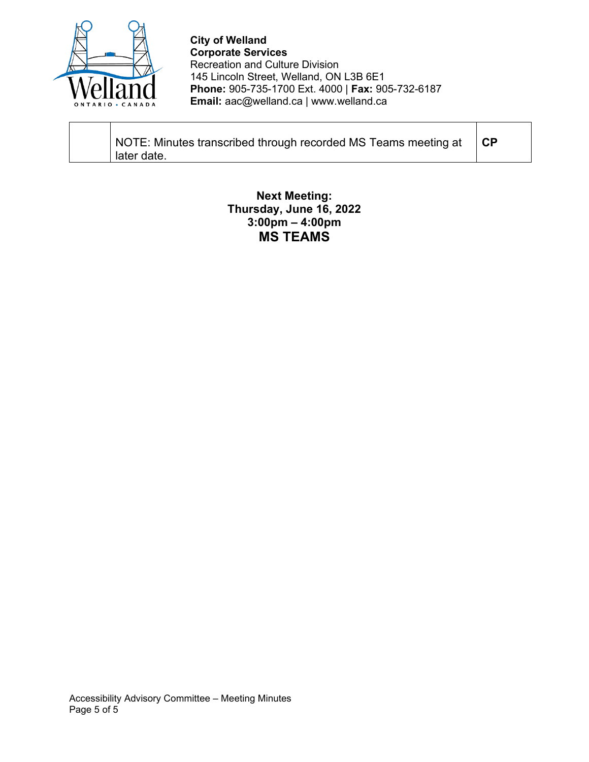**City of Welland**
**Corporate Services**
Recreation and Culture Division
145 Lincoln Street, Welland, ON L3B 6E1
**Phone:** 905-735-1700 Ext. 4000 | **Fax:** 905-732-6187
**Email:** aac@welland.ca | www.welland.ca

| | | |
|---|---|---|
| | NOTE: Minutes transcribed through recorded MS Teams meeting at later date. | **CP** |

**Next Meeting:**
**Thursday, June 16, 2022**
**3:00pm – 4:00pm**
**MS TEAMS**